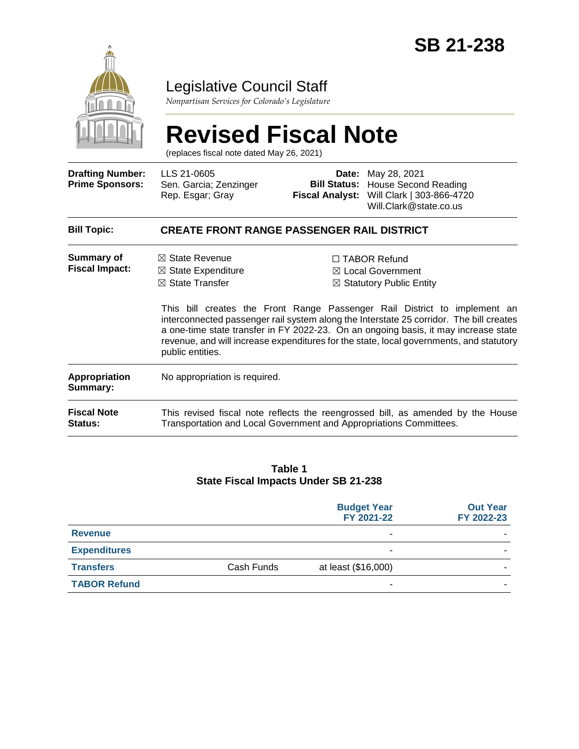# SB 21-238

## Legislative Council Staff

*Nonpartisan Services for Colorado's Legislature*

# Revised Fiscal Note

(replaces fiscal note dated May 26, 2021)

| | | | |
|---|---|---|---|
| **Drafting Number:** | LLS 21-0605 | **Date:** | May 28, 2021 |
| **Prime Sponsors:** | Sen. Garcia; Zenzinger<br>Rep. Esgar; Gray | **Bill Status:** | House Second Reading |
| | | **Fiscal Analyst:** | Will Clark \| 303-866-4720<br>Will.Clark@state.co.us |

| | |
|---|---|
| **Bill Topic:** | **CREATE FRONT RANGE PASSENGER RAIL DISTRICT** |
| **Summary of Fiscal Impact:** | ☒ State Revenue<br>☒ State Expenditure<br>☒ State Transfer<br>☐ TABOR Refund<br>☒ Local Government<br>☒ Statutory Public Entity<br><br>This bill creates the Front Range Passenger Rail District to implement an interconnected passenger rail system along the Interstate 25 corridor. The bill creates a one-time state transfer in FY 2022-23. On an ongoing basis, it may increase state revenue, and will increase expenditures for the state, local governments, and statutory public entities. |
| **Appropriation Summary:** | No appropriation is required. |
| **Fiscal Note Status:** | This revised fiscal note reflects the reengrossed bill, as amended by the House Transportation and Local Government and Appropriations Committees. |

**Table 1**
**State Fiscal Impacts Under SB 21-238**

| | | Budget Year FY 2021-22 | Out Year FY 2022-23 |
|---|---|---|---|
| **Revenue** | | - | - |
| **Expenditures** | | - | - |
| **Transfers** | Cash Funds | at least ($16,000) | - |
| **TABOR Refund** | | - | - |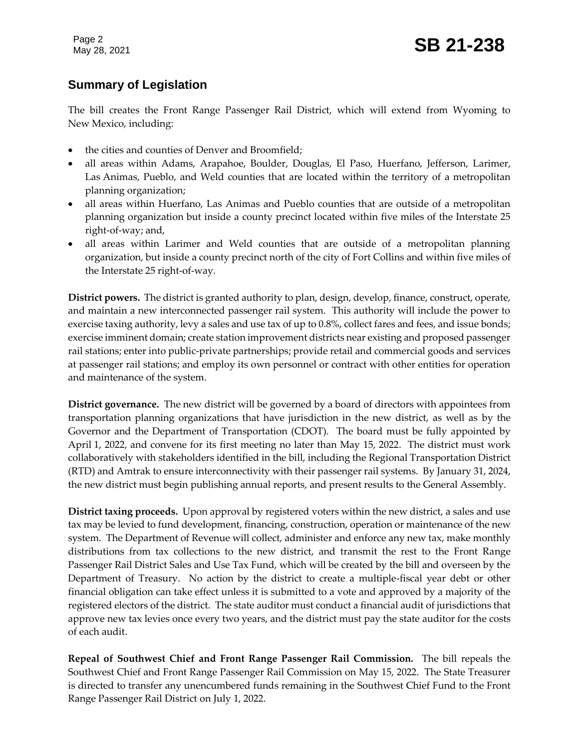## Summary of Legislation

The bill creates the Front Range Passenger Rail District, which will extend from Wyoming to New Mexico, including:

- the cities and counties of Denver and Broomfield;
- all areas within Adams, Arapahoe, Boulder, Douglas, El Paso, Huerfano, Jefferson, Larimer, Las Animas, Pueblo, and Weld counties that are located within the territory of a metropolitan planning organization;
- all areas within Huerfano, Las Animas and Pueblo counties that are outside of a metropolitan planning organization but inside a county precinct located within five miles of the Interstate 25 right-of-way; and,
- all areas within Larimer and Weld counties that are outside of a metropolitan planning organization, but inside a county precinct north of the city of Fort Collins and within five miles of the Interstate 25 right-of-way.

**District powers.** The district is granted authority to plan, design, develop, finance, construct, operate, and maintain a new interconnected passenger rail system. This authority will include the power to exercise taxing authority, levy a sales and use tax of up to 0.8%, collect fares and fees, and issue bonds; exercise imminent domain; create station improvement districts near existing and proposed passenger rail stations; enter into public-private partnerships; provide retail and commercial goods and services at passenger rail stations; and employ its own personnel or contract with other entities for operation and maintenance of the system.

**District governance.** The new district will be governed by a board of directors with appointees from transportation planning organizations that have jurisdiction in the new district, as well as by the Governor and the Department of Transportation (CDOT). The board must be fully appointed by April 1, 2022, and convene for its first meeting no later than May 15, 2022. The district must work collaboratively with stakeholders identified in the bill, including the Regional Transportation District (RTD) and Amtrak to ensure interconnectivity with their passenger rail systems. By January 31, 2024, the new district must begin publishing annual reports, and present results to the General Assembly.

**District taxing proceeds.** Upon approval by registered voters within the new district, a sales and use tax may be levied to fund development, financing, construction, operation or maintenance of the new system. The Department of Revenue will collect, administer and enforce any new tax, make monthly distributions from tax collections to the new district, and transmit the rest to the Front Range Passenger Rail District Sales and Use Tax Fund, which will be created by the bill and overseen by the Department of Treasury. No action by the district to create a multiple-fiscal year debt or other financial obligation can take effect unless it is submitted to a vote and approved by a majority of the registered electors of the district. The state auditor must conduct a financial audit of jurisdictions that approve new tax levies once every two years, and the district must pay the state auditor for the costs of each audit.

**Repeal of Southwest Chief and Front Range Passenger Rail Commission.** The bill repeals the Southwest Chief and Front Range Passenger Rail Commission on May 15, 2022. The State Treasurer is directed to transfer any unencumbered funds remaining in the Southwest Chief Fund to the Front Range Passenger Rail District on July 1, 2022.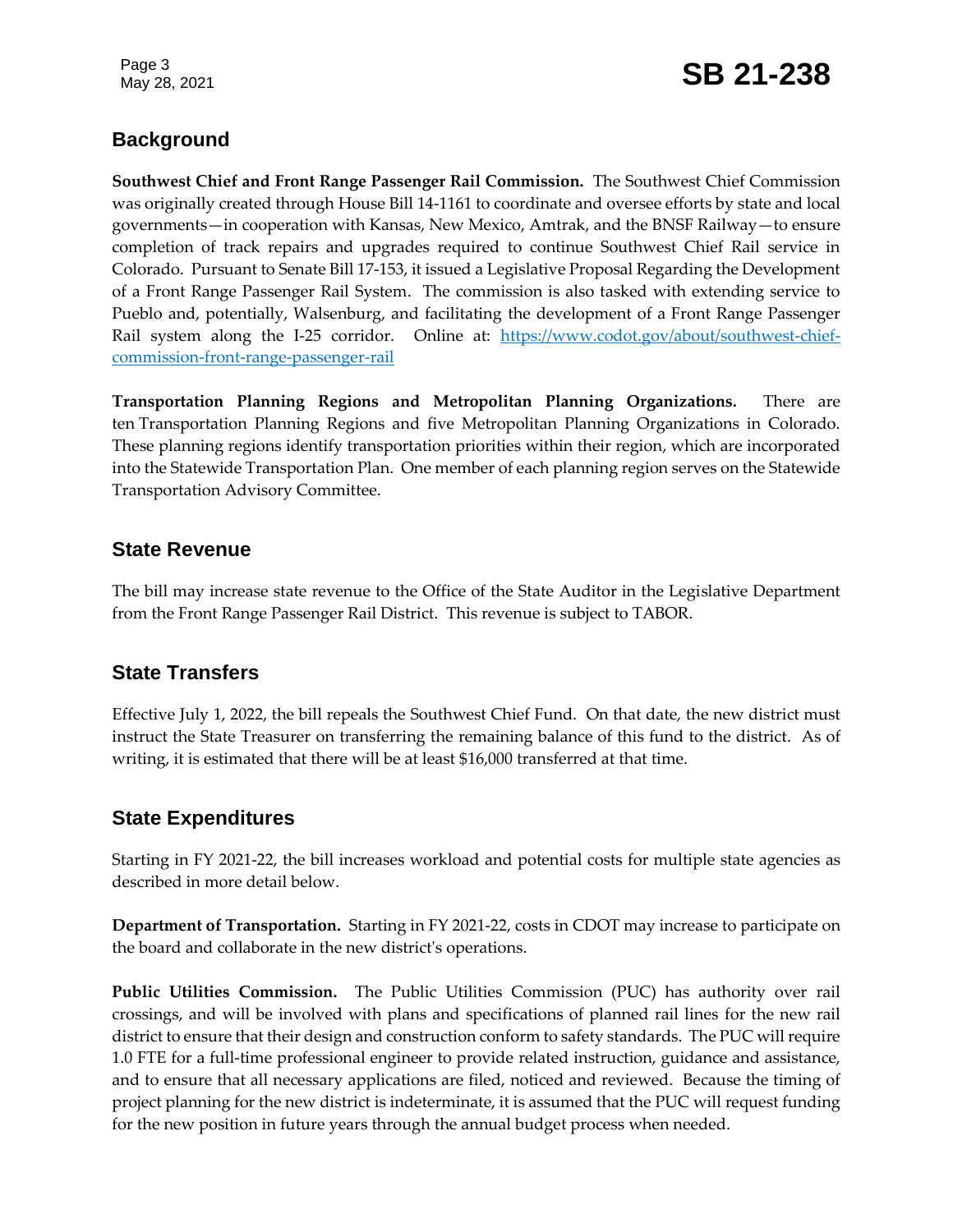## Background

**Southwest Chief and Front Range Passenger Rail Commission.** The Southwest Chief Commission was originally created through House Bill 14-1161 to coordinate and oversee efforts by state and local governments—in cooperation with Kansas, New Mexico, Amtrak, and the BNSF Railway—to ensure completion of track repairs and upgrades required to continue Southwest Chief Rail service in Colorado. Pursuant to Senate Bill 17-153, it issued a Legislative Proposal Regarding the Development of a Front Range Passenger Rail System. The commission is also tasked with extending service to Pueblo and, potentially, Walsenburg, and facilitating the development of a Front Range Passenger Rail system along the I-25 corridor. Online at: [https://www.codot.gov/about/southwest-chief-commission-front-range-passenger-rail](https://www.codot.gov/about/southwest-chief-commission-front-range-passenger-rail)

**Transportation Planning Regions and Metropolitan Planning Organizations.** There are ten Transportation Planning Regions and five Metropolitan Planning Organizations in Colorado. These planning regions identify transportation priorities within their region, which are incorporated into the Statewide Transportation Plan. One member of each planning region serves on the Statewide Transportation Advisory Committee.

## State Revenue

The bill may increase state revenue to the Office of the State Auditor in the Legislative Department from the Front Range Passenger Rail District. This revenue is subject to TABOR.

## State Transfers

Effective July 1, 2022, the bill repeals the Southwest Chief Fund. On that date, the new district must instruct the State Treasurer on transferring the remaining balance of this fund to the district. As of writing, it is estimated that there will be at least $16,000 transferred at that time.

## State Expenditures

Starting in FY 2021-22, the bill increases workload and potential costs for multiple state agencies as described in more detail below.

**Department of Transportation.** Starting in FY 2021-22, costs in CDOT may increase to participate on the board and collaborate in the new district's operations.

**Public Utilities Commission.** The Public Utilities Commission (PUC) has authority over rail crossings, and will be involved with plans and specifications of planned rail lines for the new rail district to ensure that their design and construction conform to safety standards. The PUC will require 1.0 FTE for a full-time professional engineer to provide related instruction, guidance and assistance, and to ensure that all necessary applications are filed, noticed and reviewed. Because the timing of project planning for the new district is indeterminate, it is assumed that the PUC will request funding for the new position in future years through the annual budget process when needed.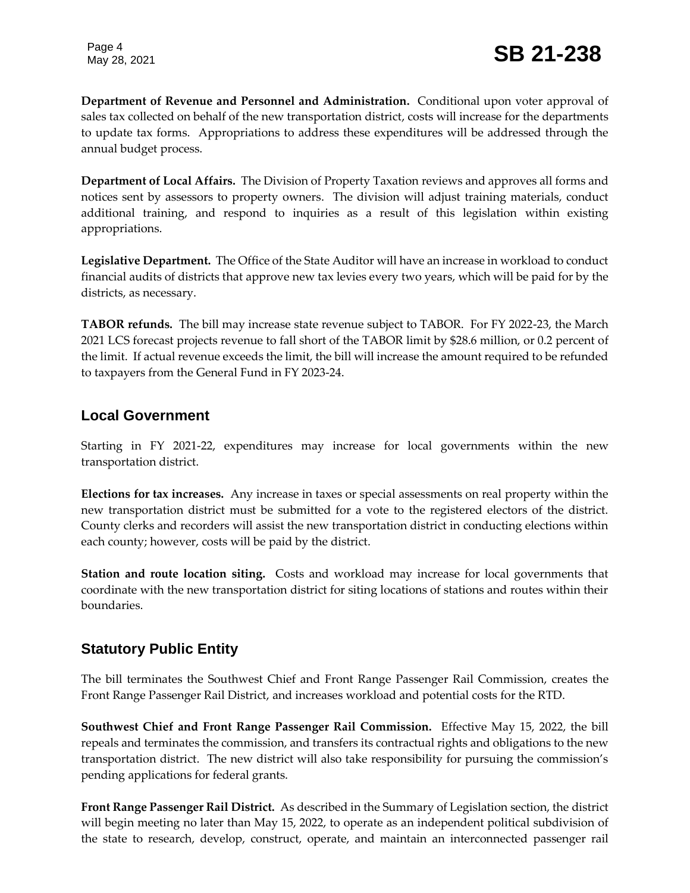**Department of Revenue and Personnel and Administration.** Conditional upon voter approval of sales tax collected on behalf of the new transportation district, costs will increase for the departments to update tax forms. Appropriations to address these expenditures will be addressed through the annual budget process.

**Department of Local Affairs.** The Division of Property Taxation reviews and approves all forms and notices sent by assessors to property owners. The division will adjust training materials, conduct additional training, and respond to inquiries as a result of this legislation within existing appropriations.

**Legislative Department.** The Office of the State Auditor will have an increase in workload to conduct financial audits of districts that approve new tax levies every two years, which will be paid for by the districts, as necessary.

**TABOR refunds.** The bill may increase state revenue subject to TABOR. For FY 2022-23, the March 2021 LCS forecast projects revenue to fall short of the TABOR limit by $28.6 million, or 0.2 percent of the limit. If actual revenue exceeds the limit, the bill will increase the amount required to be refunded to taxpayers from the General Fund in FY 2023-24.

## Local Government

Starting in FY 2021-22, expenditures may increase for local governments within the new transportation district.

**Elections for tax increases.** Any increase in taxes or special assessments on real property within the new transportation district must be submitted for a vote to the registered electors of the district. County clerks and recorders will assist the new transportation district in conducting elections within each county; however, costs will be paid by the district.

**Station and route location siting.** Costs and workload may increase for local governments that coordinate with the new transportation district for siting locations of stations and routes within their boundaries.

## Statutory Public Entity

The bill terminates the Southwest Chief and Front Range Passenger Rail Commission, creates the Front Range Passenger Rail District, and increases workload and potential costs for the RTD.

**Southwest Chief and Front Range Passenger Rail Commission.** Effective May 15, 2022, the bill repeals and terminates the commission, and transfers its contractual rights and obligations to the new transportation district. The new district will also take responsibility for pursuing the commission's pending applications for federal grants.

**Front Range Passenger Rail District.** As described in the Summary of Legislation section, the district will begin meeting no later than May 15, 2022, to operate as an independent political subdivision of the state to research, develop, construct, operate, and maintain an interconnected passenger rail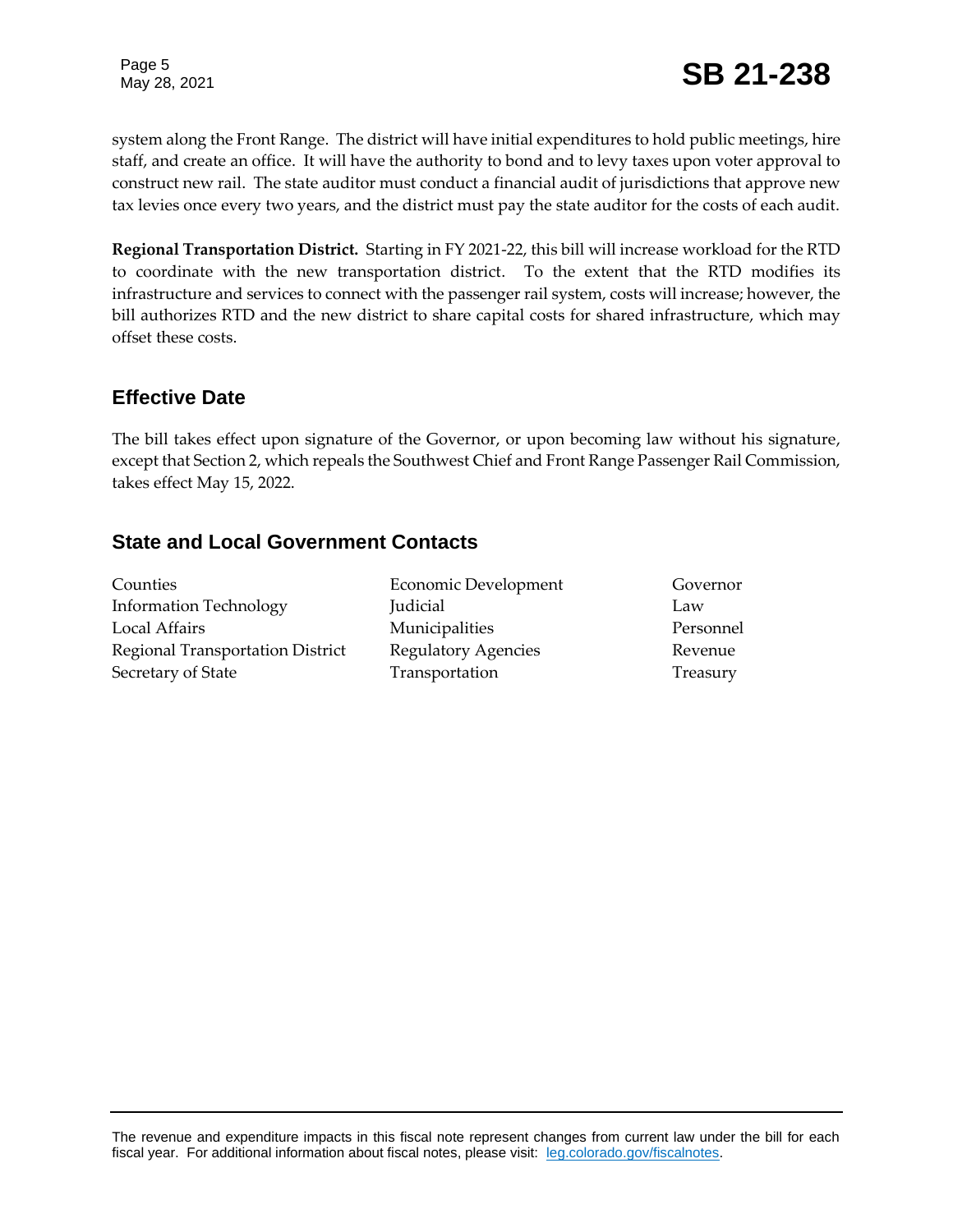system along the Front Range. The district will have initial expenditures to hold public meetings, hire staff, and create an office. It will have the authority to bond and to levy taxes upon voter approval to construct new rail. The state auditor must conduct a financial audit of jurisdictions that approve new tax levies once every two years, and the district must pay the state auditor for the costs of each audit.

**Regional Transportation District.** Starting in FY 2021-22, this bill will increase workload for the RTD to coordinate with the new transportation district. To the extent that the RTD modifies its infrastructure and services to connect with the passenger rail system, costs will increase; however, the bill authorizes RTD and the new district to share capital costs for shared infrastructure, which may offset these costs.

## Effective Date

The bill takes effect upon signature of the Governor, or upon becoming law without his signature, except that Section 2, which repeals the Southwest Chief and Front Range Passenger Rail Commission, takes effect May 15, 2022.

## State and Local Government Contacts

| | | |
|---|---|---|
| Counties | Economic Development | Governor |
| Information Technology | Judicial | Law |
| Local Affairs | Municipalities | Personnel |
| Regional Transportation District | Regulatory Agencies | Revenue |
| Secretary of State | Transportation | Treasury |

The revenue and expenditure impacts in this fiscal note represent changes from current law under the bill for each fiscal year. For additional information about fiscal notes, please visit: leg.colorado.gov/fiscalnotes.